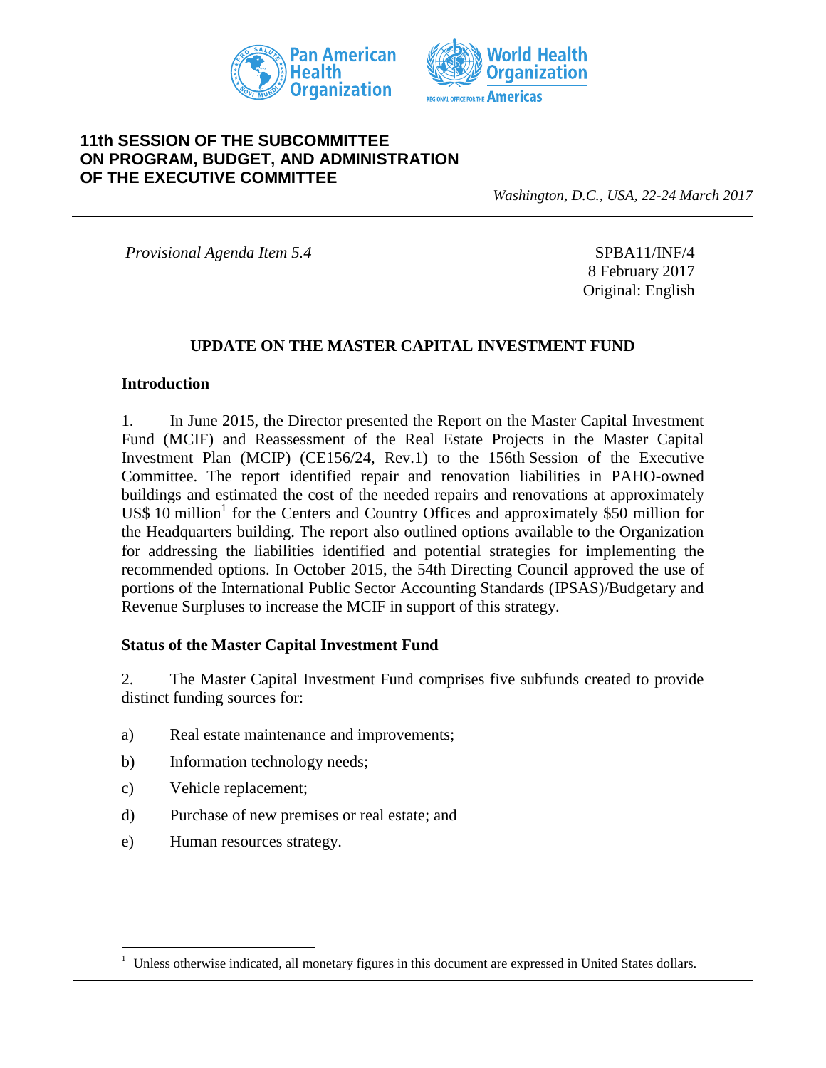**11th SESSION OF THE SUBCOMMITTEE ON PROGRAM, BUDGET, AND ADMINISTRATION OF THE EXECUTIVE COMMITTEE**

*Washington, D.C., USA, 22-24 March 2017*

---

*Provisional Agenda Item 5.4*

SPBA11/INF/4
8 February 2017
Original: English

# UPDATE ON THE MASTER CAPITAL INVESTMENT FUND

## Introduction

1. In June 2015, the Director presented the Report on the Master Capital Investment Fund (MCIF) and Reassessment of the Real Estate Projects in the Master Capital Investment Plan (MCIP) (CE156/24, Rev.1) to the 156th Session of the Executive Committee. The report identified repair and renovation liabilities in PAHO-owned buildings and estimated the cost of the needed repairs and renovations at approximately US$ 10 million[1] for the Centers and Country Offices and approximately $50 million for the Headquarters building. The report also outlined options available to the Organization for addressing the liabilities identified and potential strategies for implementing the recommended options. In October 2015, the 54th Directing Council approved the use of portions of the International Public Sector Accounting Standards (IPSAS)/Budgetary and Revenue Surpluses to increase the MCIF in support of this strategy.

## Status of the Master Capital Investment Fund

2. The Master Capital Investment Fund comprises five subfunds created to provide distinct funding sources for:

a) Real estate maintenance and improvements;

b) Information technology needs;

c) Vehicle replacement;

d) Purchase of new premises or real estate; and

e) Human resources strategy.

---

[1] Unless otherwise indicated, all monetary figures in this document are expressed in United States dollars.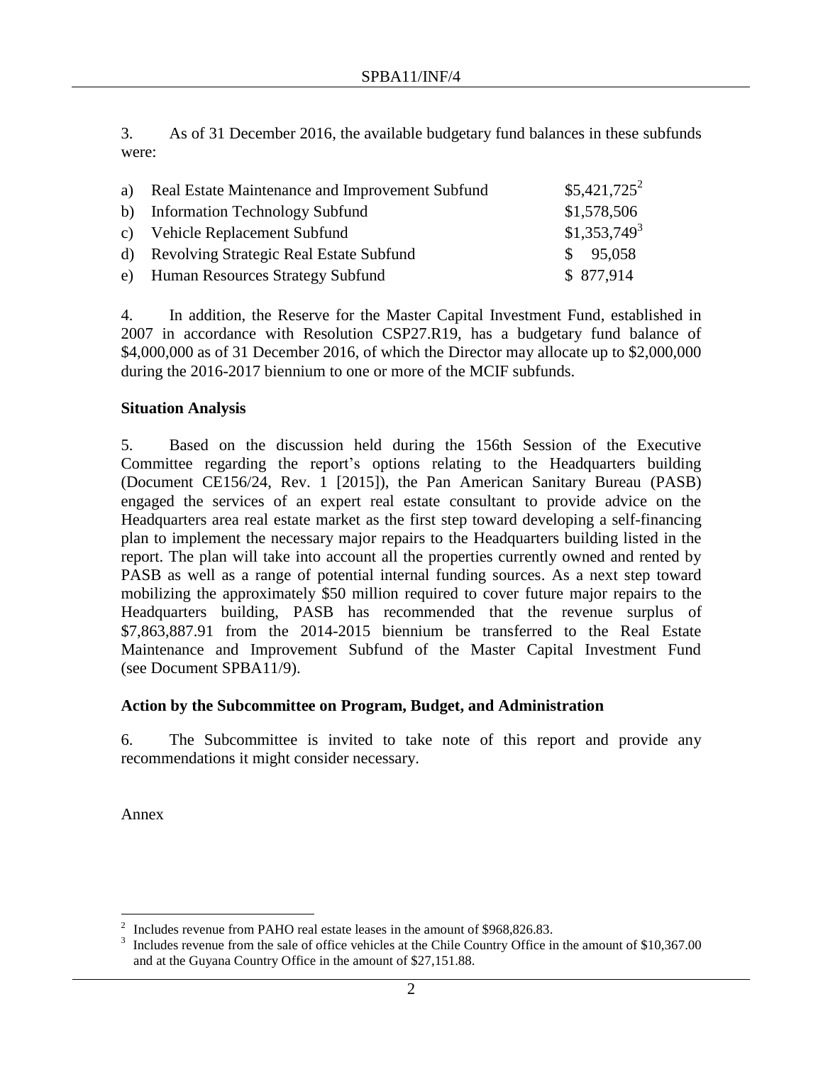3. As of 31 December 2016, the available budgetary fund balances in these subfunds were:

| | |
|---|---|
| a) Real Estate Maintenance and Improvement Subfund | \$5,421,725[2] |
| b) Information Technology Subfund | \$1,578,506 |
| c) Vehicle Replacement Subfund | \$1,353,749[3] |
| d) Revolving Strategic Real Estate Subfund | \$ 95,058 |
| e) Human Resources Strategy Subfund | \$ 877,914 |

4. In addition, the Reserve for the Master Capital Investment Fund, established in 2007 in accordance with Resolution CSP27.R19, has a budgetary fund balance of \$4,000,000 as of 31 December 2016, of which the Director may allocate up to \$2,000,000 during the 2016-2017 biennium to one or more of the MCIF subfunds.

**Situation Analysis**

5. Based on the discussion held during the 156th Session of the Executive Committee regarding the report's options relating to the Headquarters building (Document CE156/24, Rev. 1 [2015]), the Pan American Sanitary Bureau (PASB) engaged the services of an expert real estate consultant to provide advice on the Headquarters area real estate market as the first step toward developing a self-financing plan to implement the necessary major repairs to the Headquarters building listed in the report. The plan will take into account all the properties currently owned and rented by PASB as well as a range of potential internal funding sources. As a next step toward mobilizing the approximately \$50 million required to cover future major repairs to the Headquarters building, PASB has recommended that the revenue surplus of \$7,863,887.91 from the 2014-2015 biennium be transferred to the Real Estate Maintenance and Improvement Subfund of the Master Capital Investment Fund (see Document SPBA11/9).

**Action by the Subcommittee on Program, Budget, and Administration**

6. The Subcommittee is invited to take note of this report and provide any recommendations it might consider necessary.

Annex

---

[2] Includes revenue from PAHO real estate leases in the amount of \$968,826.83.

[3] Includes revenue from the sale of office vehicles at the Chile Country Office in the amount of \$10,367.00 and at the Guyana Country Office in the amount of \$27,151.88.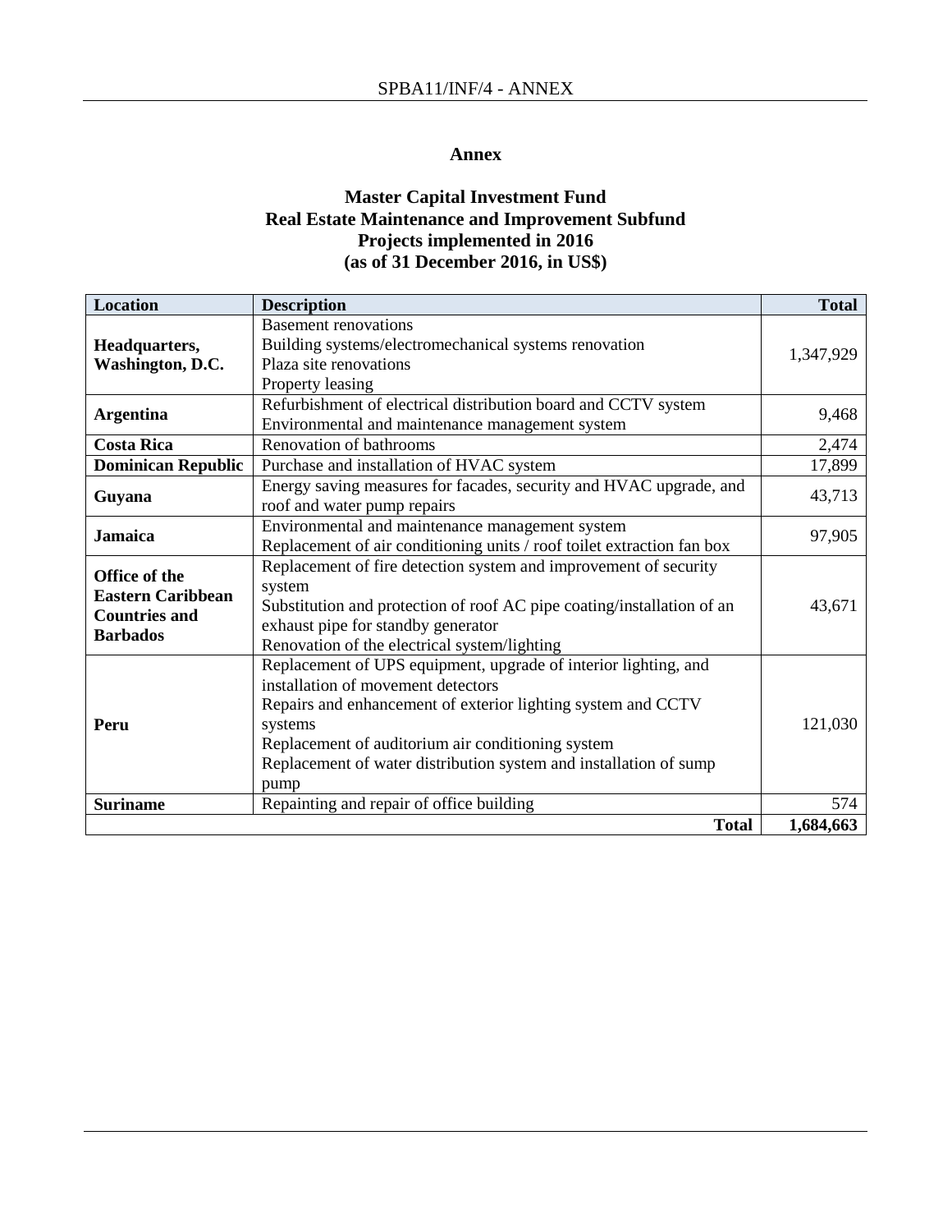## Annex

### Master Capital Investment Fund
### Real Estate Maintenance and Improvement Subfund
### Projects implemented in 2016
### (as of 31 December 2016, in US$)

| Location | Description | Total |
|---|---|---:|
| **Headquarters, Washington, D.C.** | Basement renovations<br>Building systems/electromechanical systems renovation<br>Plaza site renovations<br>Property leasing | 1,347,929 |
| **Argentina** | Refurbishment of electrical distribution board and CCTV system<br>Environmental and maintenance management system | 9,468 |
| **Costa Rica** | Renovation of bathrooms | 2,474 |
| **Dominican Republic** | Purchase and installation of HVAC system | 17,899 |
| **Guyana** | Energy saving measures for facades, security and HVAC upgrade, and roof and water pump repairs | 43,713 |
| **Jamaica** | Environmental and maintenance management system<br>Replacement of air conditioning units / roof toilet extraction fan box | 97,905 |
| **Office of the Eastern Caribbean Countries and Barbados** | Replacement of fire detection system and improvement of security system<br>Substitution and protection of roof AC pipe coating/installation of an exhaust pipe for standby generator<br>Renovation of the electrical system/lighting | 43,671 |
| **Peru** | Replacement of UPS equipment, upgrade of interior lighting, and installation of movement detectors<br>Repairs and enhancement of exterior lighting system and CCTV systems<br>Replacement of auditorium air conditioning system<br>Replacement of water distribution system and installation of sump pump | 121,030 |
| **Suriname** | Repainting and repair of office building | 574 |
| | **Total** | **1,684,663** |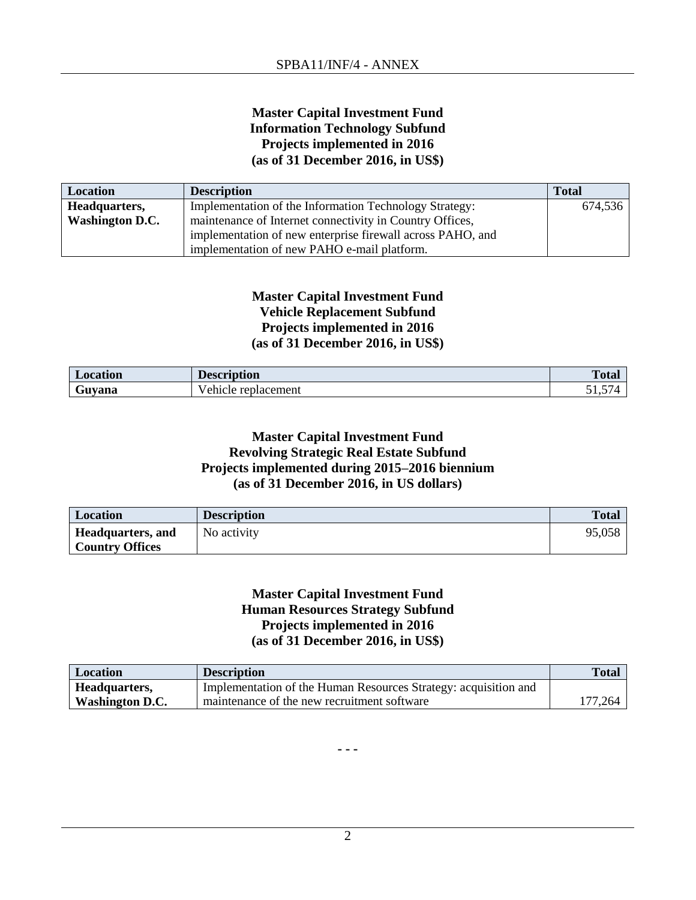**Master Capital Investment Fund**
**Information Technology Subfund**
**Projects implemented in 2016**
**(as of 31 December 2016, in US$)**

| Location | Description | Total |
|---|---|---|
| **Headquarters, Washington D.C.** | Implementation of the Information Technology Strategy: maintenance of Internet connectivity in Country Offices, implementation of new enterprise firewall across PAHO, and implementation of new PAHO e-mail platform. | 674,536 |

**Master Capital Investment Fund**
**Vehicle Replacement Subfund**
**Projects implemented in 2016**
**(as of 31 December 2016, in US$)**

| Location | Description | Total |
|---|---|---|
| **Guyana** | Vehicle replacement | 51,574 |

**Master Capital Investment Fund**
**Revolving Strategic Real Estate Subfund**
**Projects implemented during 2015–2016 biennium**
**(as of 31 December 2016, in US dollars)**

| Location | Description | Total |
|---|---|---|
| **Headquarters, and Country Offices** | No activity | 95,058 |

**Master Capital Investment Fund**
**Human Resources Strategy Subfund**
**Projects implemented in 2016**
**(as of 31 December 2016, in US$)**

| Location | Description | Total |
|---|---|---|
| **Headquarters, Washington D.C.** | Implementation of the Human Resources Strategy: acquisition and maintenance of the new recruitment software | 177,264 |

- - -